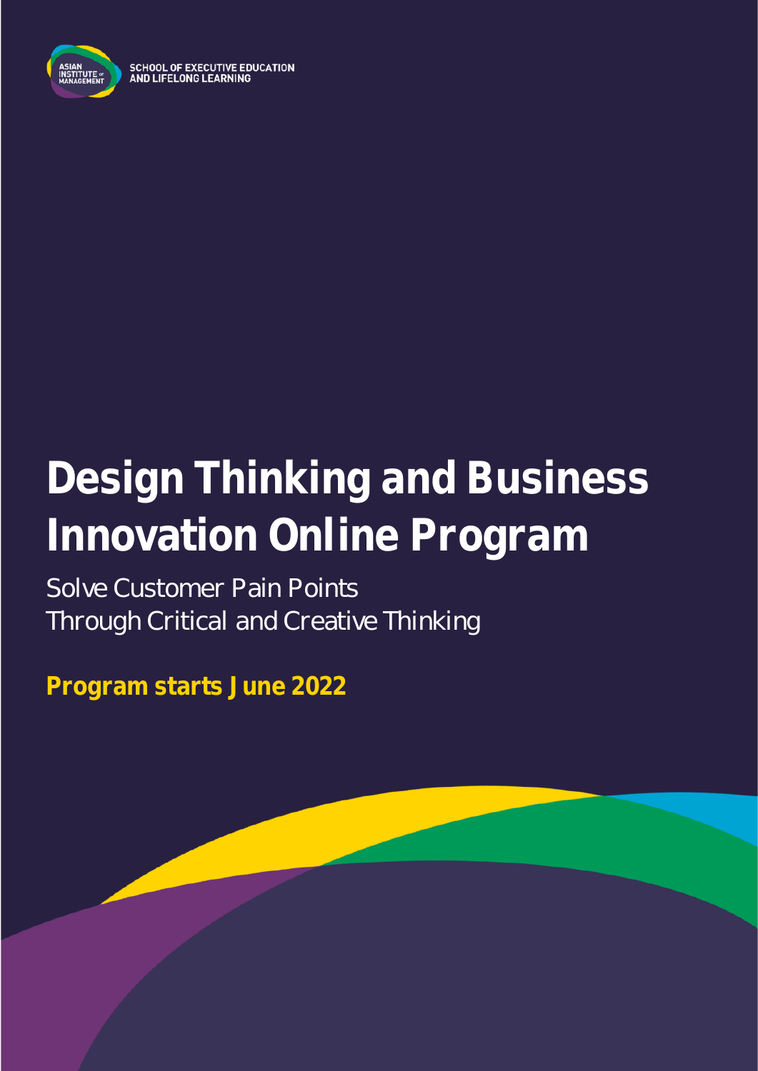SCHOOL OF EXECUTIVE EDUCATION AND LIFELONG LEARNING

# Design Thinking and Business Innovation Online Program

Solve Customer Pain Points
Through Critical and Creative Thinking

**Program starts June 2022**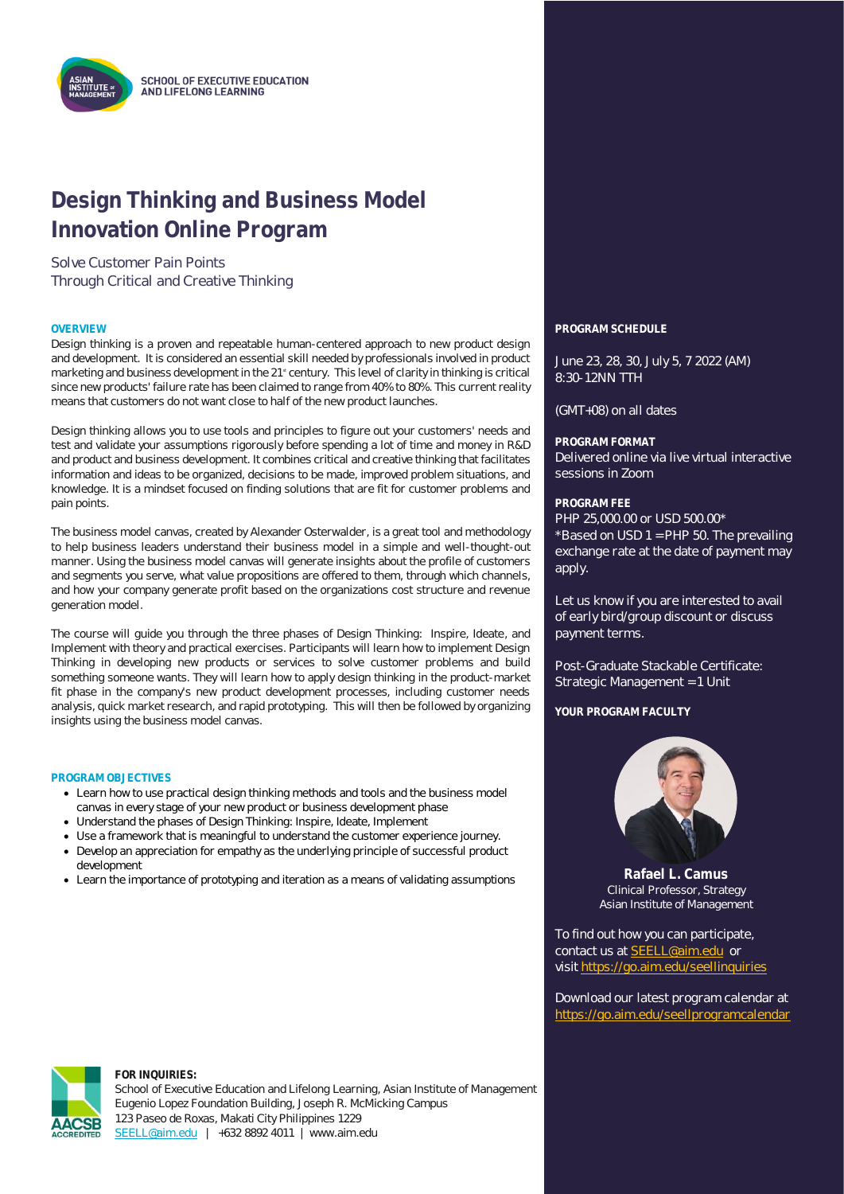SCHOOL OF EXECUTIVE EDUCATION AND LIFELONG LEARNING

# Design Thinking and Business Model Innovation Online Program

Solve Customer Pain Points
Through Critical and Creative Thinking

### OVERVIEW

Design thinking is a proven and repeatable human-centered approach to new product design and development. It is considered an essential skill needed by professionals involved in product marketing and business development in the 21st century. This level of clarity in thinking is critical since new products' failure rate has been claimed to range from 40% to 80%. This current reality means that customers do not want close to half of the new product launches.

Design thinking allows you to use tools and principles to figure out your customers' needs and test and validate your assumptions rigorously before spending a lot of time and money in R&D and product and business development. It combines critical and creative thinking that facilitates information and ideas to be organized, decisions to be made, improved problem situations, and knowledge. It is a mindset focused on finding solutions that are fit for customer problems and pain points.

The business model canvas, created by Alexander Osterwalder, is a great tool and methodology to help business leaders understand their business model in a simple and well-thought-out manner. Using the business model canvas will generate insights about the profile of customers and segments you serve, what value propositions are offered to them, through which channels, and how your company generate profit based on the organizations cost structure and revenue generation model.

The course will guide you through the three phases of Design Thinking: Inspire, Ideate, and Implement with theory and practical exercises. Participants will learn how to implement Design Thinking in developing new products or services to solve customer problems and build something someone wants. They will learn how to apply design thinking in the product-market fit phase in the company's new product development processes, including customer needs analysis, quick market research, and rapid prototyping. This will then be followed by organizing insights using the business model canvas.

### PROGRAM OBJECTIVES

- Learn how to use practical design thinking methods and tools and the business model canvas in every stage of your new product or business development phase
- Understand the phases of Design Thinking: Inspire, Ideate, Implement
- Use a framework that is meaningful to understand the customer experience journey.
- Develop an appreciation for empathy as the underlying principle of successful product development
- Learn the importance of prototyping and iteration as a means of validating assumptions

### PROGRAM SCHEDULE

June 23, 28, 30, July 5, 7 2022 (AM)
8:30-12NN TTH

(GMT+08) on all dates

### PROGRAM FORMAT

Delivered online via live virtual interactive sessions in Zoom

### PROGRAM FEE

PHP 25,000.00 or USD 500.00*
*Based on USD 1 = PHP 50. The prevailing exchange rate at the date of payment may apply.

Let us know if you are interested to avail of early bird/group discount or discuss payment terms.

Post-Graduate Stackable Certificate:
Strategic Management = 1 Unit

### YOUR PROGRAM FACULTY

**Rafael L. Camus**
Clinical Professor, Strategy
Asian Institute of Management

To find out how you can participate, contact us at SEELL@aim.edu or visit https://go.aim.edu/seellinquiries

Download our latest program calendar at https://go.aim.edu/seellprogramcalendar

**FOR INQUIRIES:**
School of Executive Education and Lifelong Learning, Asian Institute of Management
Eugenio Lopez Foundation Building, Joseph R. McMicking Campus
123 Paseo de Roxas, Makati City Philippines 1229
SEELL@aim.edu | +632 8892 4011 | www.aim.edu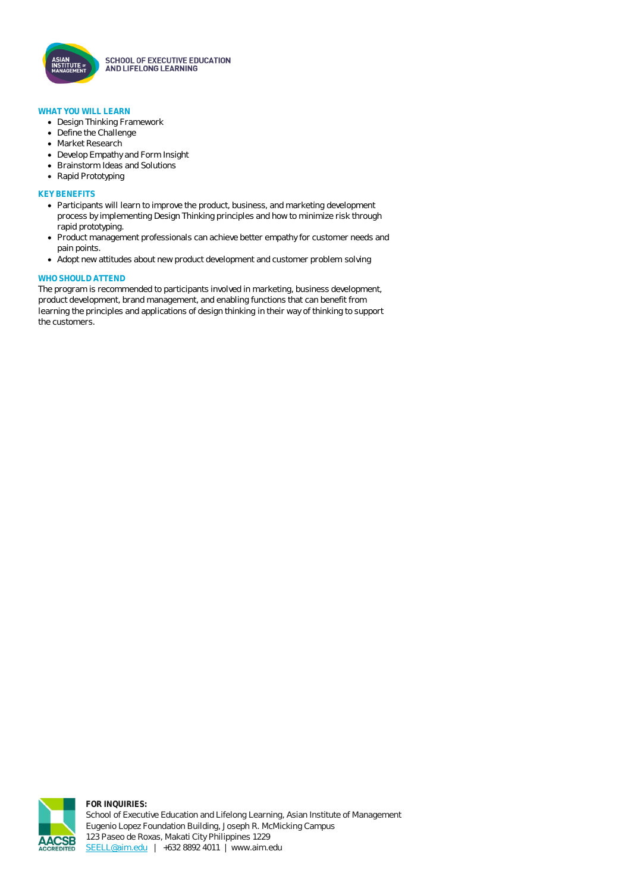SCHOOL OF EXECUTIVE EDUCATION
AND LIFELONG LEARNING

## WHAT YOU WILL LEARN

- Design Thinking Framework
- Define the Challenge
- Market Research
- Develop Empathy and Form Insight
- Brainstorm Ideas and Solutions
- Rapid Prototyping

## KEY BENEFITS

- Participants will learn to improve the product, business, and marketing development process by implementing Design Thinking principles and how to minimize risk through rapid prototyping.
- Product management professionals can achieve better empathy for customer needs and pain points.
- Adopt new attitudes about new product development and customer problem solving

## WHO SHOULD ATTEND

The program is recommended to participants involved in marketing, business development, product development, brand management, and enabling functions that can benefit from learning the principles and applications of design thinking in their way of thinking to support the customers.

**FOR INQUIRIES:**
School of Executive Education and Lifelong Learning, Asian Institute of Management
Eugenio Lopez Foundation Building, Joseph R. McMicking Campus
123 Paseo de Roxas, Makati City Philippines 1229
SEELL@aim.edu | +632 8892 4011 | www.aim.edu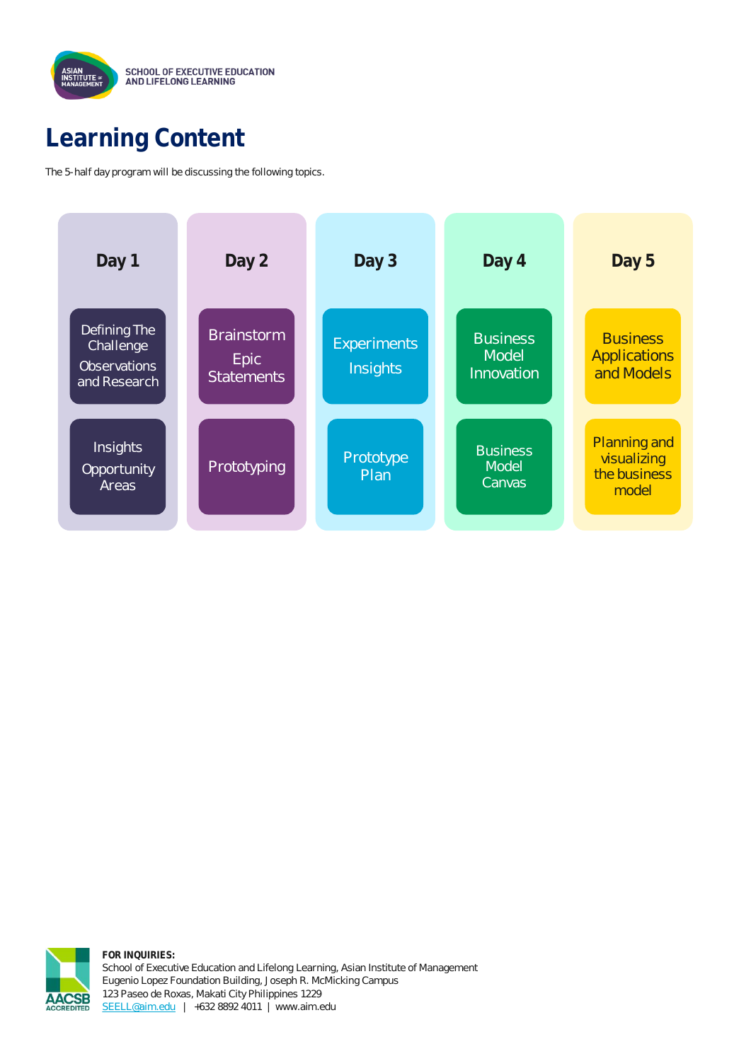SCHOOL OF EXECUTIVE EDUCATION AND LIFELONG LEARNING

# Learning Content

The 5-half day program will be discussing the following topics.

| Day 1 | Day 2 | Day 3 | Day 4 | Day 5 |
|---|---|---|---|---|
| Defining The Challenge Observations and Research | Brainstorm Epic Statements | Experiments Insights | Business Model Innovation | Business Applications and Models |
| Insights Opportunity Areas | Prototyping | Prototype Plan | Business Model Canvas | Planning and visualizing the business model |

**FOR INQUIRIES:**
School of Executive Education and Lifelong Learning, Asian Institute of Management
Eugenio Lopez Foundation Building, Joseph R. McMicking Campus
123 Paseo de Roxas, Makati City Philippines 1229
SEELL@aim.edu | +632 8892 4011 | www.aim.edu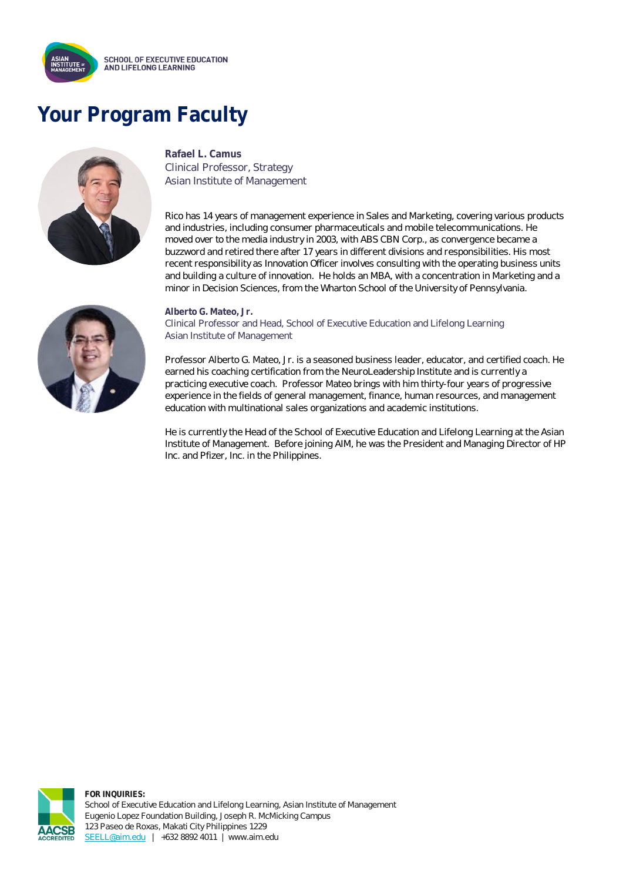# Your Program Faculty

**Rafael L. Camus**
Clinical Professor, Strategy
Asian Institute of Management

Rico has 14 years of management experience in Sales and Marketing, covering various products and industries, including consumer pharmaceuticals and mobile telecommunications. He moved over to the media industry in 2003, with ABS CBN Corp., as convergence became a buzzword and retired there after 17 years in different divisions and responsibilities. His most recent responsibility as Innovation Officer involves consulting with the operating business units and building a culture of innovation. He holds an MBA, with a concentration in Marketing and a minor in Decision Sciences, from the Wharton School of the University of Pennsylvania.

**Alberto G. Mateo, Jr.**
Clinical Professor and Head, School of Executive Education and Lifelong Learning
Asian Institute of Management

Professor Alberto G. Mateo, Jr. is a seasoned business leader, educator, and certified coach. He earned his coaching certification from the NeuroLeadership Institute and is currently a practicing executive coach. Professor Mateo brings with him thirty-four years of progressive experience in the fields of general management, finance, human resources, and management education with multinational sales organizations and academic institutions.

He is currently the Head of the School of Executive Education and Lifelong Learning at the Asian Institute of Management. Before joining AIM, he was the President and Managing Director of HP Inc. and Pfizer, Inc. in the Philippines.

**FOR INQUIRIES:**
School of Executive Education and Lifelong Learning, Asian Institute of Management
Eugenio Lopez Foundation Building, Joseph R. McMicking Campus
123 Paseo de Roxas, Makati City Philippines 1229
SEELL@aim.edu | +632 8892 4011 | www.aim.edu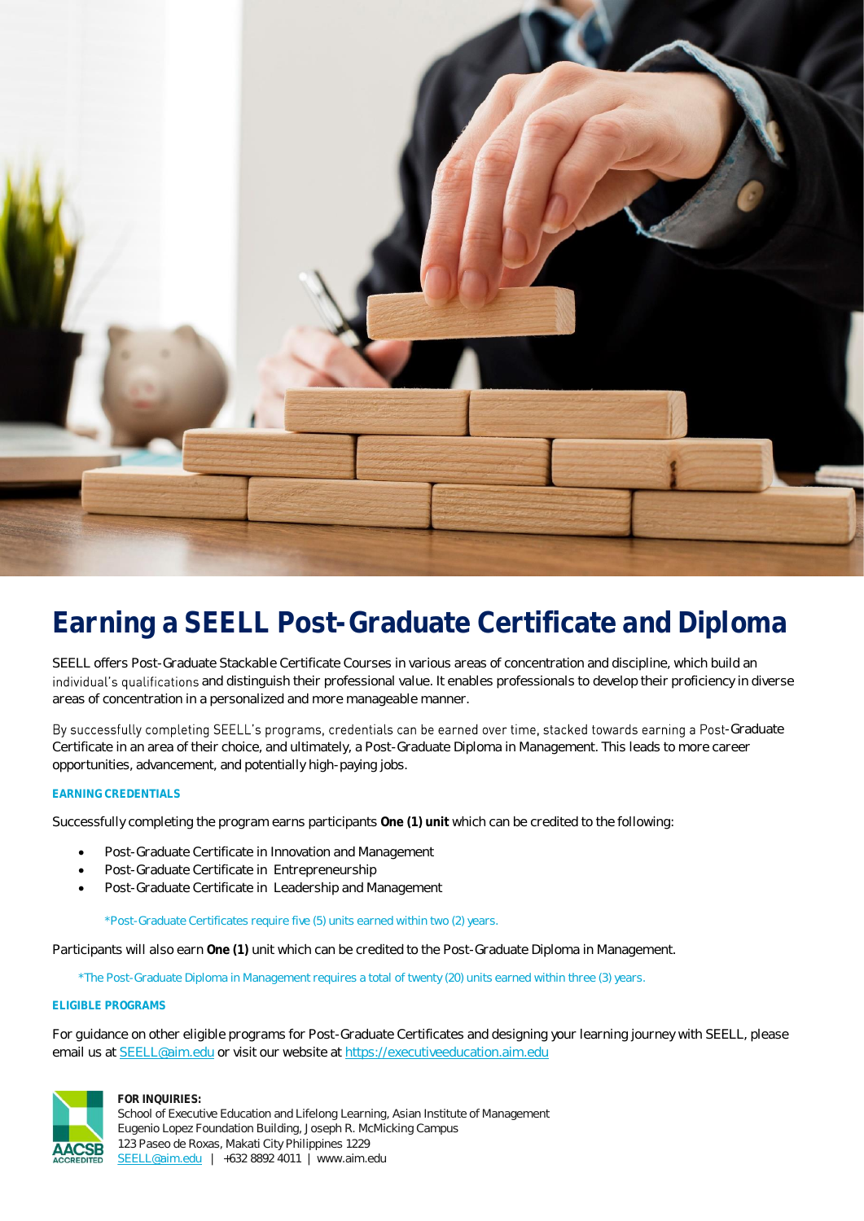# Earning a SEELL Post-Graduate Certificate and Diploma

SEELL offers Post-Graduate Stackable Certificate Courses in various areas of concentration and discipline, which build an individual's qualifications and distinguish their professional value. It enables professionals to develop their proficiency in diverse areas of concentration in a personalized and more manageable manner.

By successfully completing SEELL's programs, credentials can be earned over time, stacked towards earning a Post-Graduate Certificate in an area of their choice, and ultimately, a Post-Graduate Diploma in Management. This leads to more career opportunities, advancement, and potentially high-paying jobs.

#### EARNING CREDENTIALS

Successfully completing the program earns participants **One (1) unit** which can be credited to the following:

- Post-Graduate Certificate in Innovation and Management
- Post-Graduate Certificate in Entrepreneurship
- Post-Graduate Certificate in Leadership and Management

*Post-Graduate Certificates require five (5) units earned within two (2) years.

Participants will also earn **One (1)** unit which can be credited to the Post-Graduate Diploma in Management.

*The Post-Graduate Diploma in Management requires a total of twenty (20) units earned within three (3) years.

#### ELIGIBLE PROGRAMS

For guidance on other eligible programs for Post-Graduate Certificates and designing your learning journey with SEELL, please email us at SEELL@aim.edu or visit our website at https://executiveeducation.aim.edu

**FOR INQUIRIES:**
School of Executive Education and Lifelong Learning, Asian Institute of Management
Eugenio Lopez Foundation Building, Joseph R. McMicking Campus
123 Paseo de Roxas, Makati City Philippines 1229
SEELL@aim.edu | +632 8892 4011 | www.aim.edu

AACSB ACCREDITED